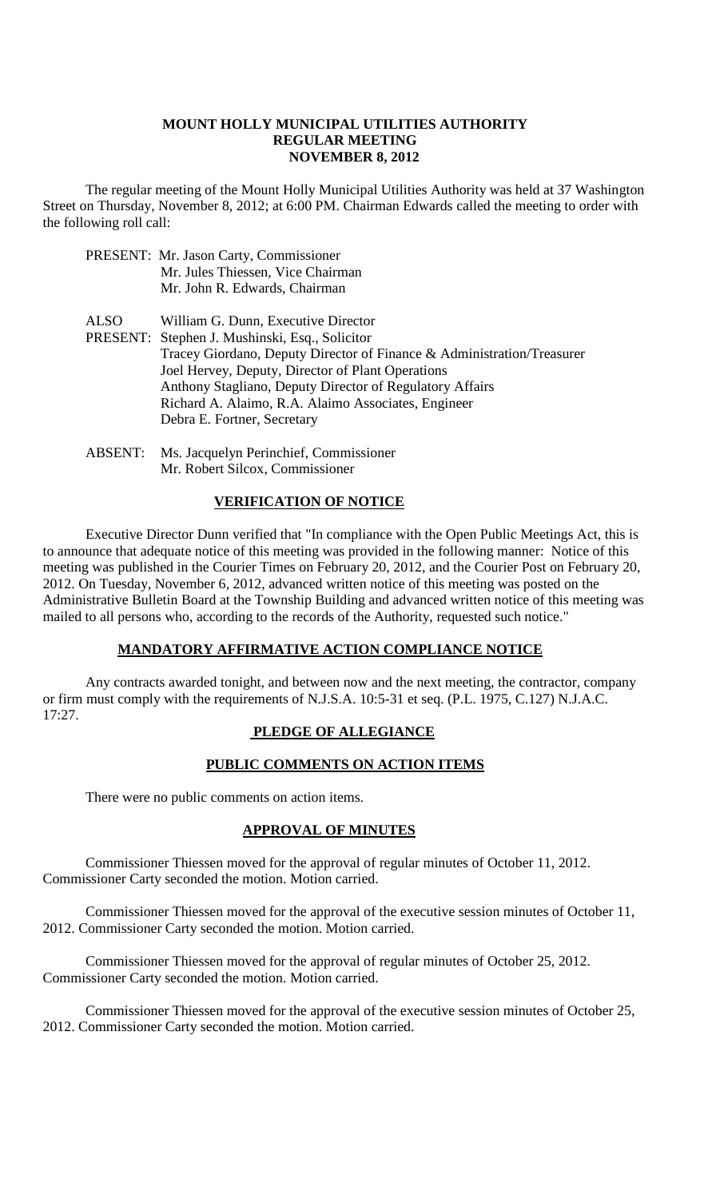# MOUNT HOLLY MUNICIPAL UTILITIES AUTHORITY
## REGULAR MEETING
## NOVEMBER 8, 2012

The regular meeting of the Mount Holly Municipal Utilities Authority was held at 37 Washington Street on Thursday, November 8, 2012; at 6:00 PM. Chairman Edwards called the meeting to order with the following roll call:

PRESENT: Mr. Jason Carty, Commissioner
Mr. Jules Thiessen, Vice Chairman
Mr. John R. Edwards, Chairman

ALSO PRESENT: William G. Dunn, Executive Director
Stephen J. Mushinski, Esq., Solicitor
Tracey Giordano, Deputy Director of Finance & Administration/Treasurer
Joel Hervey, Deputy, Director of Plant Operations
Anthony Stagliano, Deputy Director of Regulatory Affairs
Richard A. Alaimo, R.A. Alaimo Associates, Engineer
Debra E. Fortner, Secretary

ABSENT: Ms. Jacquelyn Perinchief, Commissioner
Mr. Robert Silcox, Commissioner

## VERIFICATION OF NOTICE

Executive Director Dunn verified that "In compliance with the Open Public Meetings Act, this is to announce that adequate notice of this meeting was provided in the following manner: Notice of this meeting was published in the Courier Times on February 20, 2012, and the Courier Post on February 20, 2012. On Tuesday, November 6, 2012, advanced written notice of this meeting was posted on the Administrative Bulletin Board at the Township Building and advanced written notice of this meeting was mailed to all persons who, according to the records of the Authority, requested such notice."

## MANDATORY AFFIRMATIVE ACTION COMPLIANCE NOTICE

Any contracts awarded tonight, and between now and the next meeting, the contractor, company or firm must comply with the requirements of N.J.S.A. 10:5-31 et seq. (P.L. 1975, C.127) N.J.A.C. 17:27.

## PLEDGE OF ALLEGIANCE

## PUBLIC COMMENTS ON ACTION ITEMS

There were no public comments on action items.

## APPROVAL OF MINUTES

Commissioner Thiessen moved for the approval of regular minutes of October 11, 2012. Commissioner Carty seconded the motion. Motion carried.

Commissioner Thiessen moved for the approval of the executive session minutes of October 11, 2012. Commissioner Carty seconded the motion. Motion carried.

Commissioner Thiessen moved for the approval of regular minutes of October 25, 2012. Commissioner Carty seconded the motion. Motion carried.

Commissioner Thiessen moved for the approval of the executive session minutes of October 25, 2012. Commissioner Carty seconded the motion. Motion carried.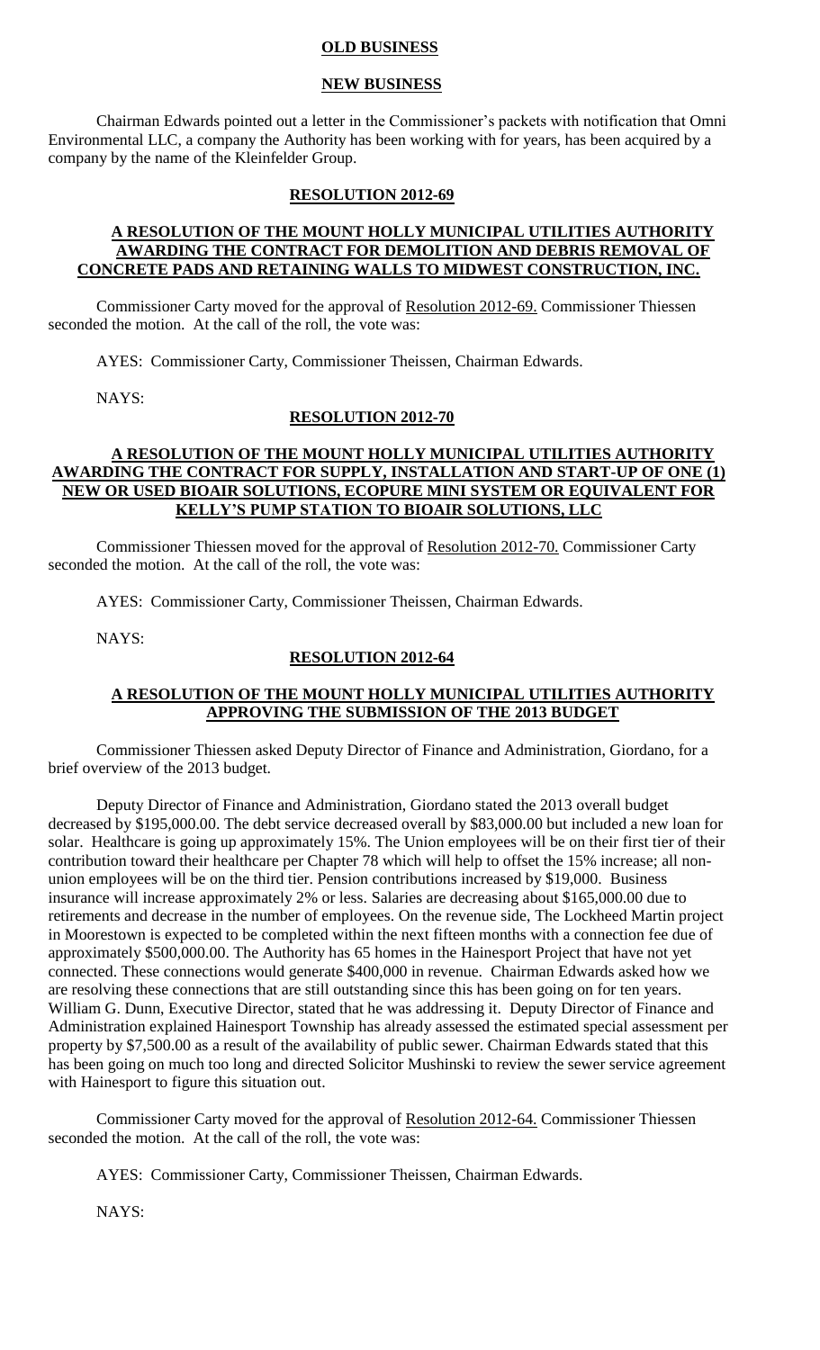**OLD BUSINESS**

**NEW BUSINESS**

Chairman Edwards pointed out a letter in the Commissioner's packets with notification that Omni Environmental LLC, a company the Authority has been working with for years, has been acquired by a company by the name of the Kleinfelder Group.

**RESOLUTION 2012-69**

**A RESOLUTION OF THE MOUNT HOLLY MUNICIPAL UTILITIES AUTHORITY AWARDING THE CONTRACT FOR DEMOLITION AND DEBRIS REMOVAL OF CONCRETE PADS AND RETAINING WALLS TO MIDWEST CONSTRUCTION, INC.**

Commissioner Carty moved for the approval of Resolution 2012-69. Commissioner Thiessen seconded the motion. At the call of the roll, the vote was:

AYES: Commissioner Carty, Commissioner Theissen, Chairman Edwards.

NAYS:

**RESOLUTION 2012-70**

**A RESOLUTION OF THE MOUNT HOLLY MUNICIPAL UTILITIES AUTHORITY AWARDING THE CONTRACT FOR SUPPLY, INSTALLATION AND START-UP OF ONE (1) NEW OR USED BIOAIR SOLUTIONS, ECOPURE MINI SYSTEM OR EQUIVALENT FOR KELLY'S PUMP STATION TO BIOAIR SOLUTIONS, LLC**

Commissioner Thiessen moved for the approval of Resolution 2012-70. Commissioner Carty seconded the motion. At the call of the roll, the vote was:

AYES: Commissioner Carty, Commissioner Theissen, Chairman Edwards.

NAYS:

**RESOLUTION 2012-64**

**A RESOLUTION OF THE MOUNT HOLLY MUNICIPAL UTILITIES AUTHORITY APPROVING THE SUBMISSION OF THE 2013 BUDGET**

Commissioner Thiessen asked Deputy Director of Finance and Administration, Giordano, for a brief overview of the 2013 budget.

Deputy Director of Finance and Administration, Giordano stated the 2013 overall budget decreased by $195,000.00. The debt service decreased overall by $83,000.00 but included a new loan for solar. Healthcare is going up approximately 15%. The Union employees will be on their first tier of their contribution toward their healthcare per Chapter 78 which will help to offset the 15% increase; all non-union employees will be on the third tier. Pension contributions increased by $19,000. Business insurance will increase approximately 2% or less. Salaries are decreasing about $165,000.00 due to retirements and decrease in the number of employees. On the revenue side, The Lockheed Martin project in Moorestown is expected to be completed within the next fifteen months with a connection fee due of approximately $500,000.00. The Authority has 65 homes in the Hainesport Project that have not yet connected. These connections would generate $400,000 in revenue. Chairman Edwards asked how we are resolving these connections that are still outstanding since this has been going on for ten years. William G. Dunn, Executive Director, stated that he was addressing it. Deputy Director of Finance and Administration explained Hainesport Township has already assessed the estimated special assessment per property by $7,500.00 as a result of the availability of public sewer. Chairman Edwards stated that this has been going on much too long and directed Solicitor Mushinski to review the sewer service agreement with Hainesport to figure this situation out.

Commissioner Carty moved for the approval of Resolution 2012-64. Commissioner Thiessen seconded the motion. At the call of the roll, the vote was:

AYES: Commissioner Carty, Commissioner Theissen, Chairman Edwards.

NAYS: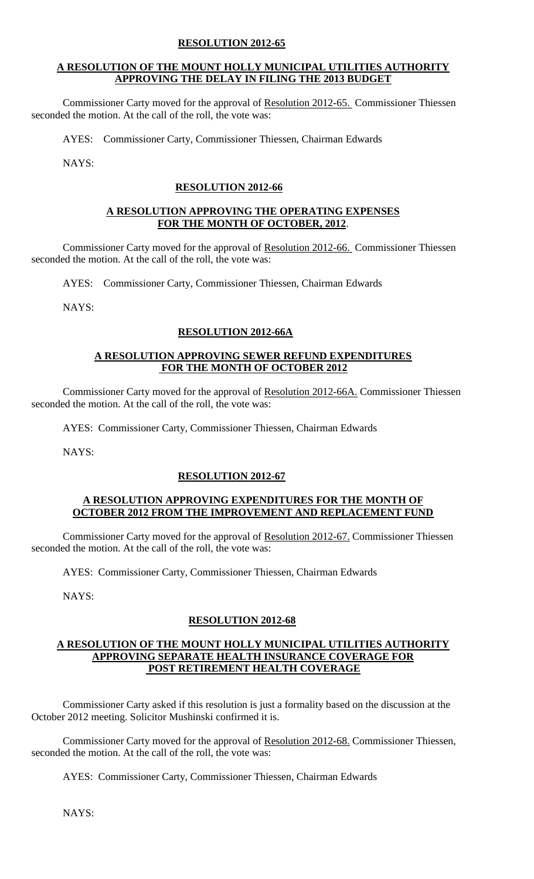**RESOLUTION 2012-65**

**A RESOLUTION OF THE MOUNT HOLLY MUNICIPAL UTILITIES AUTHORITY APPROVING THE DELAY IN FILING THE 2013 BUDGET**

Commissioner Carty moved for the approval of Resolution 2012-65. Commissioner Thiessen seconded the motion. At the call of the roll, the vote was:

AYES: Commissioner Carty, Commissioner Thiessen, Chairman Edwards

NAYS:

**RESOLUTION 2012-66**

**A RESOLUTION APPROVING THE OPERATING EXPENSES FOR THE MONTH OF OCTOBER, 2012**.

Commissioner Carty moved for the approval of Resolution 2012-66. Commissioner Thiessen seconded the motion. At the call of the roll, the vote was:

AYES: Commissioner Carty, Commissioner Thiessen, Chairman Edwards

NAYS:

**RESOLUTION 2012-66A**

**A RESOLUTION APPROVING SEWER REFUND EXPENDITURES FOR THE MONTH OF OCTOBER 2012**

Commissioner Carty moved for the approval of Resolution 2012-66A. Commissioner Thiessen seconded the motion. At the call of the roll, the vote was:

AYES: Commissioner Carty, Commissioner Thiessen, Chairman Edwards

NAYS:

**RESOLUTION 2012-67**

**A RESOLUTION APPROVING EXPENDITURES FOR THE MONTH OF OCTOBER 2012 FROM THE IMPROVEMENT AND REPLACEMENT FUND**

Commissioner Carty moved for the approval of Resolution 2012-67. Commissioner Thiessen seconded the motion. At the call of the roll, the vote was:

AYES: Commissioner Carty, Commissioner Thiessen, Chairman Edwards

NAYS:

**RESOLUTION 2012-68**

**A RESOLUTION OF THE MOUNT HOLLY MUNICIPAL UTILITIES AUTHORITY APPROVING SEPARATE HEALTH INSURANCE COVERAGE FOR POST RETIREMENT HEALTH COVERAGE**

Commissioner Carty asked if this resolution is just a formality based on the discussion at the October 2012 meeting. Solicitor Mushinski confirmed it is.

Commissioner Carty moved for the approval of Resolution 2012-68. Commissioner Thiessen, seconded the motion. At the call of the roll, the vote was:

AYES: Commissioner Carty, Commissioner Thiessen, Chairman Edwards

NAYS: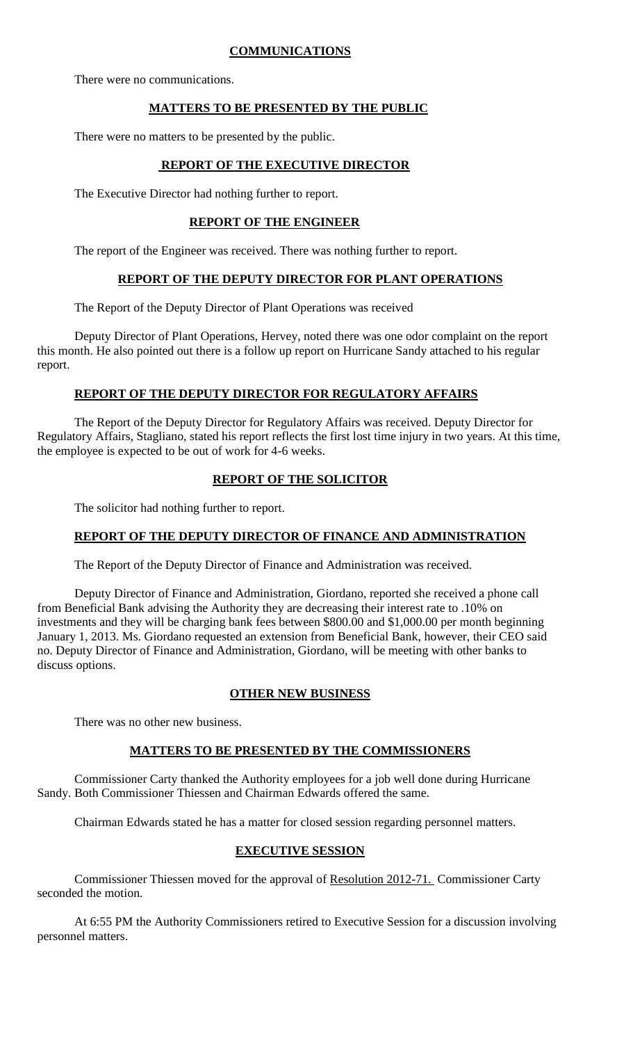## COMMUNICATIONS

There were no communications.

## MATTERS TO BE PRESENTED BY THE PUBLIC

There were no matters to be presented by the public.

## REPORT OF THE EXECUTIVE DIRECTOR

The Executive Director had nothing further to report.

## REPORT OF THE ENGINEER

The report of the Engineer was received. There was nothing further to report.

## REPORT OF THE DEPUTY DIRECTOR FOR PLANT OPERATIONS

The Report of the Deputy Director of Plant Operations was received

Deputy Director of Plant Operations, Hervey, noted there was one odor complaint on the report this month. He also pointed out there is a follow up report on Hurricane Sandy attached to his regular report.

## REPORT OF THE DEPUTY DIRECTOR FOR REGULATORY AFFAIRS

The Report of the Deputy Director for Regulatory Affairs was received. Deputy Director for Regulatory Affairs, Stagliano, stated his report reflects the first lost time injury in two years. At this time, the employee is expected to be out of work for 4-6 weeks.

## REPORT OF THE SOLICITOR

The solicitor had nothing further to report.

## REPORT OF THE DEPUTY DIRECTOR OF FINANCE AND ADMINISTRATION

The Report of the Deputy Director of Finance and Administration was received.

Deputy Director of Finance and Administration, Giordano, reported she received a phone call from Beneficial Bank advising the Authority they are decreasing their interest rate to .10% on investments and they will be charging bank fees between $800.00 and $1,000.00 per month beginning January 1, 2013. Ms. Giordano requested an extension from Beneficial Bank, however, their CEO said no. Deputy Director of Finance and Administration, Giordano, will be meeting with other banks to discuss options.

## OTHER NEW BUSINESS

There was no other new business.

## MATTERS TO BE PRESENTED BY THE COMMISSIONERS

Commissioner Carty thanked the Authority employees for a job well done during Hurricane Sandy. Both Commissioner Thiessen and Chairman Edwards offered the same.

Chairman Edwards stated he has a matter for closed session regarding personnel matters.

## EXECUTIVE SESSION

Commissioner Thiessen moved for the approval of Resolution 2012-71. Commissioner Carty seconded the motion.

At 6:55 PM the Authority Commissioners retired to Executive Session for a discussion involving personnel matters.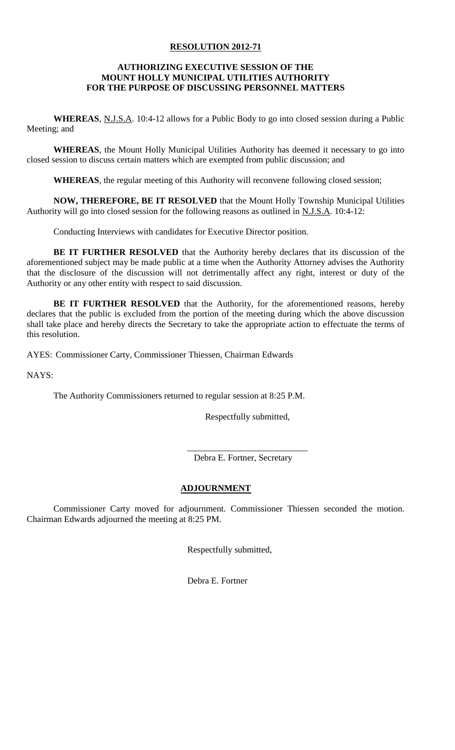**RESOLUTION 2012-71**

**AUTHORIZING EXECUTIVE SESSION OF THE MOUNT HOLLY MUNICIPAL UTILITIES AUTHORITY FOR THE PURPOSE OF DISCUSSING PERSONNEL MATTERS**

**WHEREAS**, N.J.S.A. 10:4-12 allows for a Public Body to go into closed session during a Public Meeting; and

**WHEREAS**, the Mount Holly Municipal Utilities Authority has deemed it necessary to go into closed session to discuss certain matters which are exempted from public discussion; and

**WHEREAS**, the regular meeting of this Authority will reconvene following closed session;

**NOW, THEREFORE, BE IT RESOLVED** that the Mount Holly Township Municipal Utilities Authority will go into closed session for the following reasons as outlined in N.J.S.A. 10:4-12:

Conducting Interviews with candidates for Executive Director position.

**BE IT FURTHER RESOLVED** that the Authority hereby declares that its discussion of the aforementioned subject may be made public at a time when the Authority Attorney advises the Authority that the disclosure of the discussion will not detrimentally affect any right, interest or duty of the Authority or any other entity with respect to said discussion.

**BE IT FURTHER RESOLVED** that the Authority, for the aforementioned reasons, hereby declares that the public is excluded from the portion of the meeting during which the above discussion shall take place and hereby directs the Secretary to take the appropriate action to effectuate the terms of this resolution.

AYES: Commissioner Carty, Commissioner Thiessen, Chairman Edwards

NAYS:

The Authority Commissioners returned to regular session at 8:25 P.M.

Respectfully submitted,

\_\_\_\_\_\_\_\_\_\_\_\_\_\_\_\_\_\_\_\_\_\_\_\_\_\_\_\_

Debra E. Fortner, Secretary

**ADJOURNMENT**

Commissioner Carty moved for adjournment. Commissioner Thiessen seconded the motion. Chairman Edwards adjourned the meeting at 8:25 PM.

Respectfully submitted,

Debra E. Fortner